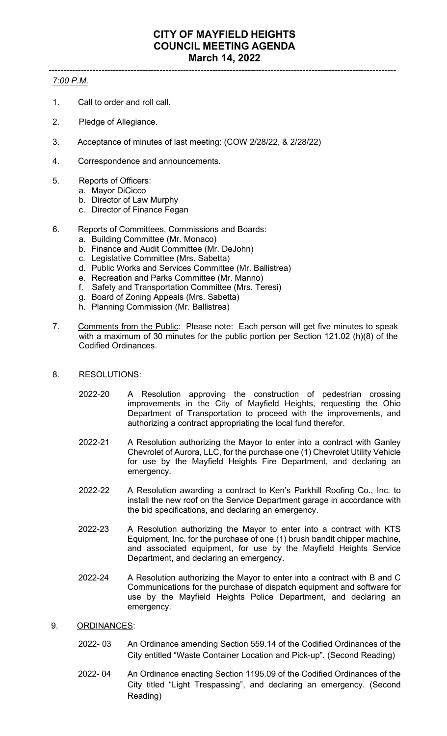# CITY OF MAYFIELD HEIGHTS
# COUNCIL MEETING AGENDA
# March 14, 2022

---

*7:00 P.M.*

1. Call to order and roll call.

2. Pledge of Allegiance.

3. Acceptance of minutes of last meeting: (COW 2/28/22, & 2/28/22)

4. Correspondence and announcements.

5. Reports of Officers:
   a. Mayor DiCicco
   b. Director of Law Murphy
   c. Director of Finance Fegan

6. Reports of Committees, Commissions and Boards:
   a. Building Committee (Mr. Monaco)
   b. Finance and Audit Committee (Mr. DeJohn)
   c. Legislative Committee (Mrs. Sabetta)
   d. Public Works and Services Committee (Mr. Ballistrea)
   e. Recreation and Parks Committee (Mr. Manno)
   f. Safety and Transportation Committee (Mrs. Teresi)
   g. Board of Zoning Appeals (Mrs. Sabetta)
   h. Planning Commission (Mr. Ballistrea)

7. Comments from the Public: Please note: Each person will get five minutes to speak with a maximum of 30 minutes for the public portion per Section 121.02 (h)(8) of the Codified Ordinances.

8. RESOLUTIONS:

   2022-20 A Resolution approving the construction of pedestrian crossing improvements in the City of Mayfield Heights, requesting the Ohio Department of Transportation to proceed with the improvements, and authorizing a contract appropriating the local fund therefor.

   2022-21 A Resolution authorizing the Mayor to enter into a contract with Ganley Chevrolet of Aurora, LLC, for the purchase one (1) Chevrolet Utility Vehicle for use by the Mayfield Heights Fire Department, and declaring an emergency.

   2022-22 A Resolution awarding a contract to Ken's Parkhill Roofing Co., Inc. to install the new roof on the Service Department garage in accordance with the bid specifications, and declaring an emergency.

   2022-23 A Resolution authorizing the Mayor to enter into a contract with KTS Equipment, Inc. for the purchase of one (1) brush bandit chipper machine, and associated equipment, for use by the Mayfield Heights Service Department, and declaring an emergency.

   2022-24 A Resolution authorizing the Mayor to enter into a contract with B and C Communications for the purchase of dispatch equipment and software for use by the Mayfield Heights Police Department, and declaring an emergency.

9. ORDINANCES:

   2022- 03 An Ordinance amending Section 559.14 of the Codified Ordinances of the City entitled "Waste Container Location and Pick-up". (Second Reading)

   2022- 04 An Ordinance enacting Section 1195.09 of the Codified Ordinances of the City titled "Light Trespassing", and declaring an emergency. (Second Reading)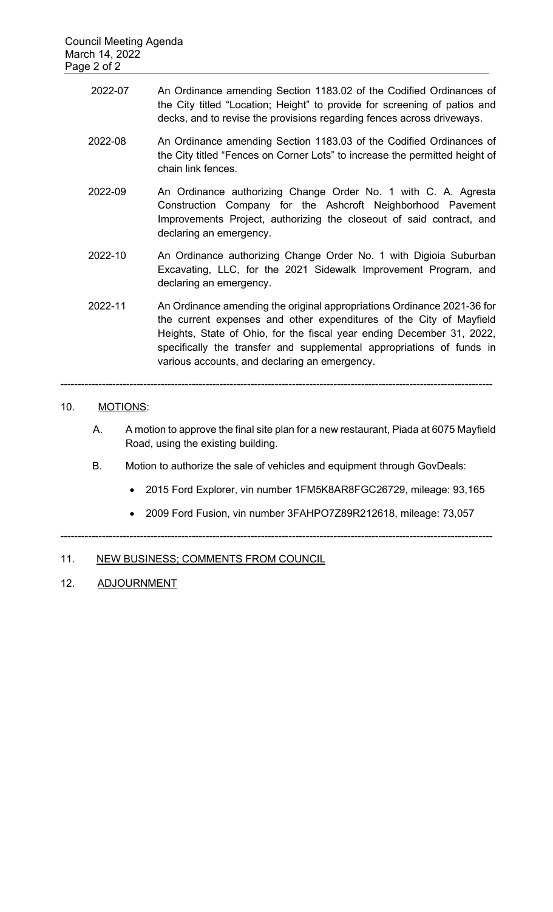2022-07 An Ordinance amending Section 1183.02 of the Codified Ordinances of the City titled "Location; Height" to provide for screening of patios and decks, and to revise the provisions regarding fences across driveways.

2022-08 An Ordinance amending Section 1183.03 of the Codified Ordinances of the City titled "Fences on Corner Lots" to increase the permitted height of chain link fences.

2022-09 An Ordinance authorizing Change Order No. 1 with C. A. Agresta Construction Company for the Ashcroft Neighborhood Pavement Improvements Project, authorizing the closeout of said contract, and declaring an emergency.

2022-10 An Ordinance authorizing Change Order No. 1 with Digioia Suburban Excavating, LLC, for the 2021 Sidewalk Improvement Program, and declaring an emergency.

2022-11 An Ordinance amending the original appropriations Ordinance 2021-36 for the current expenses and other expenditures of the City of Mayfield Heights, State of Ohio, for the fiscal year ending December 31, 2022, specifically the transfer and supplemental appropriations of funds in various accounts, and declaring an emergency.

---

10. MOTIONS:

A. A motion to approve the final site plan for a new restaurant, Piada at 6075 Mayfield Road, using the existing building.

B. Motion to authorize the sale of vehicles and equipment through GovDeals:

- 2015 Ford Explorer, vin number 1FM5K8AR8FGC26729, mileage: 93,165
- 2009 Ford Fusion, vin number 3FAHPO7Z89R212618, mileage: 73,057

---

11. NEW BUSINESS; COMMENTS FROM COUNCIL

12. ADJOURNMENT